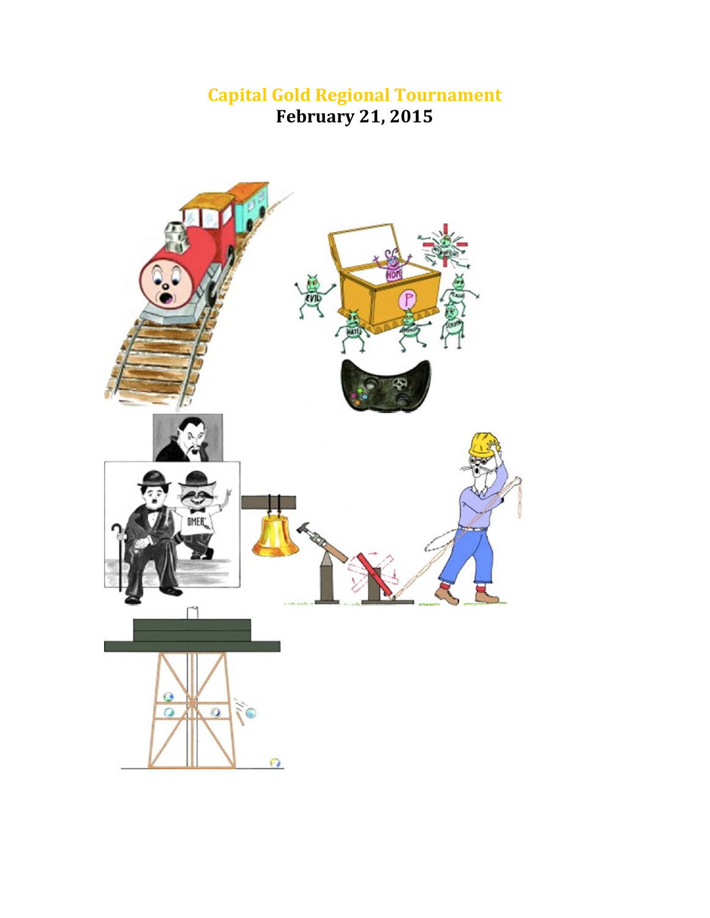# Capital Gold Regional Tournament

## February 21, 2015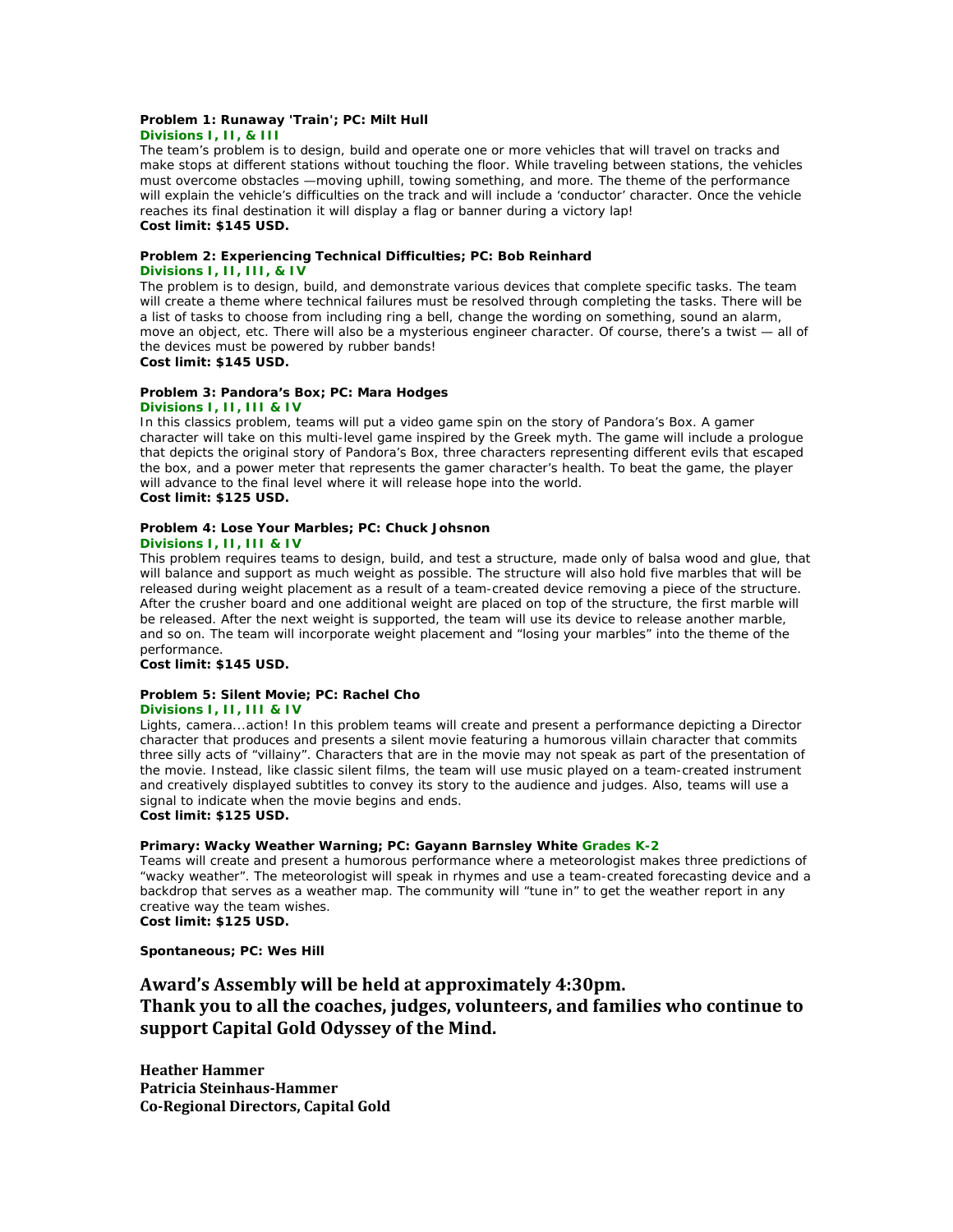**Problem 1: Runaway 'Train'; PC: Milt Hull**
**Divisions I, II, & III**
The team's problem is to design, build and operate one or more vehicles that will travel on tracks and make stops at different stations without touching the floor. While traveling between stations, the vehicles must overcome obstacles —moving uphill, towing something, and more. The theme of the performance will explain the vehicle's difficulties on the track and will include a 'conductor' character. Once the vehicle reaches its final destination it will display a flag or banner during a victory lap!
**Cost limit: $145 USD.**

**Problem 2: Experiencing Technical Difficulties; PC: Bob Reinhard**
**Divisions I, II, III, & IV**
The problem is to design, build, and demonstrate various devices that complete specific tasks. The team will create a theme where technical failures must be resolved through completing the tasks. There will be a list of tasks to choose from including ring a bell, change the wording on something, sound an alarm, move an object, etc. There will also be a mysterious engineer character. Of course, there's a twist — all of the devices must be powered by rubber bands!
**Cost limit: $145 USD.**

**Problem 3: Pandora's Box; PC: Mara Hodges**
**Divisions I, II, III & IV**
In this classics problem, teams will put a video game spin on the story of Pandora's Box. A gamer character will take on this multi-level game inspired by the Greek myth. The game will include a prologue that depicts the original story of Pandora's Box, three characters representing different evils that escaped the box, and a power meter that represents the gamer character's health. To beat the game, the player will advance to the final level where it will release hope into the world.
**Cost limit: $125 USD.**

**Problem 4: Lose Your Marbles; PC: Chuck Johsnon**
**Divisions I, II, III & IV**
This problem requires teams to design, build, and test a structure, made only of balsa wood and glue, that will balance and support as much weight as possible. The structure will also hold five marbles that will be released during weight placement as a result of a team-created device removing a piece of the structure. After the crusher board and one additional weight are placed on top of the structure, the first marble will be released. After the next weight is supported, the team will use its device to release another marble, and so on. The team will incorporate weight placement and "losing your marbles" into the theme of the performance.
**Cost limit: $145 USD.**

**Problem 5: Silent Movie; PC: Rachel Cho**
**Divisions I, II, III & IV**
Lights, camera...action! In this problem teams will create and present a performance depicting a Director character that produces and presents a silent movie featuring a humorous villain character that commits three silly acts of "villainy". Characters that are in the movie may not speak as part of the presentation of the movie. Instead, like classic silent films, the team will use music played on a team-created instrument and creatively displayed subtitles to convey its story to the audience and judges. Also, teams will use a signal to indicate when the movie begins and ends.
**Cost limit: $125 USD.**

**Primary: Wacky Weather Warning; PC: Gayann Barnsley White Grades K-2**
Teams will create and present a humorous performance where a meteorologist makes three predictions of "wacky weather". The meteorologist will speak in rhymes and use a team-created forecasting device and a backdrop that serves as a weather map. The community will "tune in" to get the weather report in any creative way the team wishes.
**Cost limit: $125 USD.**

**Spontaneous; PC: Wes Hill**

## Award's Assembly will be held at approximately 4:30pm.
## Thank you to all the coaches, judges, volunteers, and families who continue to support Capital Gold Odyssey of the Mind.

**Heather Hammer**
**Patricia Steinhaus-Hammer**
**Co-Regional Directors, Capital Gold**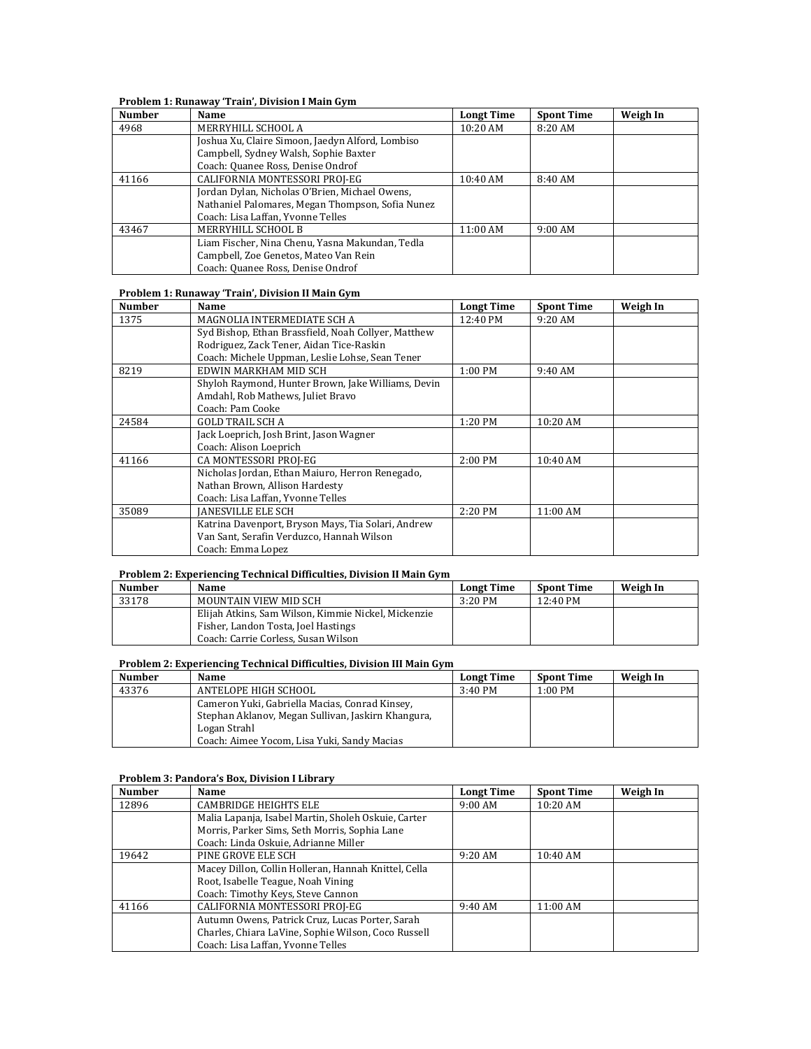**Problem 1: Runaway 'Train', Division I Main Gym**

| Number | Name | Longt Time | Spont Time | Weigh In |
|---|---|---|---|---|
| 4968 | MERRYHILL SCHOOL A | 10:20 AM | 8:20 AM | |
| | Joshua Xu, Claire Simoon, Jaedyn Alford, Lombiso Campbell, Sydney Walsh, Sophie Baxter<br>Coach: Quanee Ross, Denise Ondrof | | | |
| 41166 | CALIFORNIA MONTESSORI PROJ-EG | 10:40 AM | 8:40 AM | |
| | Jordan Dylan, Nicholas O'Brien, Michael Owens, Nathaniel Palomares, Megan Thompson, Sofia Nunez<br>Coach: Lisa Laffan, Yvonne Telles | | | |
| 43467 | MERRYHILL SCHOOL B | 11:00 AM | 9:00 AM | |
| | Liam Fischer, Nina Chenu, Yasna Makundan, Tedla Campbell, Zoe Genetos, Mateo Van Rein<br>Coach: Quanee Ross, Denise Ondrof | | | |

**Problem 1: Runaway 'Train', Division II Main Gym**

| Number | Name | Longt Time | Spont Time | Weigh In |
|---|---|---|---|---|
| 1375 | MAGNOLIA INTERMEDIATE SCH A | 12:40 PM | 9:20 AM | |
| | Syd Bishop, Ethan Brassfield, Noah Collyer, Matthew Rodriguez, Zack Tener, Aidan Tice-Raskin<br>Coach: Michele Uppman, Leslie Lohse, Sean Tener | | | |
| 8219 | EDWIN MARKHAM MID SCH | 1:00 PM | 9:40 AM | |
| | Shyloh Raymond, Hunter Brown, Jake Williams, Devin Amdahl, Rob Mathews, Juliet Bravo<br>Coach: Pam Cooke | | | |
| 24584 | GOLD TRAIL SCH A | 1:20 PM | 10:20 AM | |
| | Jack Loeprich, Josh Brint, Jason Wagner<br>Coach: Alison Loeprich | | | |
| 41166 | CA MONTESSORI PROJ-EG | 2:00 PM | 10:40 AM | |
| | Nicholas Jordan, Ethan Maiuro, Herron Renegado, Nathan Brown, Allison Hardesty<br>Coach: Lisa Laffan, Yvonne Telles | | | |
| 35089 | JANESVILLE ELE SCH | 2:20 PM | 11:00 AM | |
| | Katrina Davenport, Bryson Mays, Tia Solari, Andrew Van Sant, Serafin Verduzco, Hannah Wilson<br>Coach: Emma Lopez | | | |

**Problem 2: Experiencing Technical Difficulties, Division II Main Gym**

| Number | Name | Longt Time | Spont Time | Weigh In |
|---|---|---|---|---|
| 33178 | MOUNTAIN VIEW MID SCH | 3:20 PM | 12:40 PM | |
| | Elijah Atkins, Sam Wilson, Kimmie Nickel, Mickenzie Fisher, Landon Tosta, Joel Hastings<br>Coach: Carrie Corless, Susan Wilson | | | |

**Problem 2: Experiencing Technical Difficulties, Division III Main Gym**

| Number | Name | Longt Time | Spont Time | Weigh In |
|---|---|---|---|---|
| 43376 | ANTELOPE HIGH SCHOOL | 3:40 PM | 1:00 PM | |
| | Cameron Yuki, Gabriella Macias, Conrad Kinsey, Stephan Aklanov, Megan Sullivan, Jaskirn Khangura, Logan Strahl<br>Coach: Aimee Yocom, Lisa Yuki, Sandy Macias | | | |

**Problem 3: Pandora's Box, Division I Library**

| Number | Name | Longt Time | Spont Time | Weigh In |
|---|---|---|---|---|
| 12896 | CAMBRIDGE HEIGHTS ELE | 9:00 AM | 10:20 AM | |
| | Malia Lapanja, Isabel Martin, Sholeh Oskuie, Carter Morris, Parker Sims, Seth Morris, Sophia Lane<br>Coach: Linda Oskuie, Adrianne Miller | | | |
| 19642 | PINE GROVE ELE SCH | 9:20 AM | 10:40 AM | |
| | Macey Dillon, Collin Holleran, Hannah Knittel, Cella Root, Isabelle Teague, Noah Vining<br>Coach: Timothy Keys, Steve Cannon | | | |
| 41166 | CALIFORNIA MONTESSORI PROJ-EG | 9:40 AM | 11:00 AM | |
| | Autumn Owens, Patrick Cruz, Lucas Porter, Sarah Charles, Chiara LaVine, Sophie Wilson, Coco Russell<br>Coach: Lisa Laffan, Yvonne Telles | | | |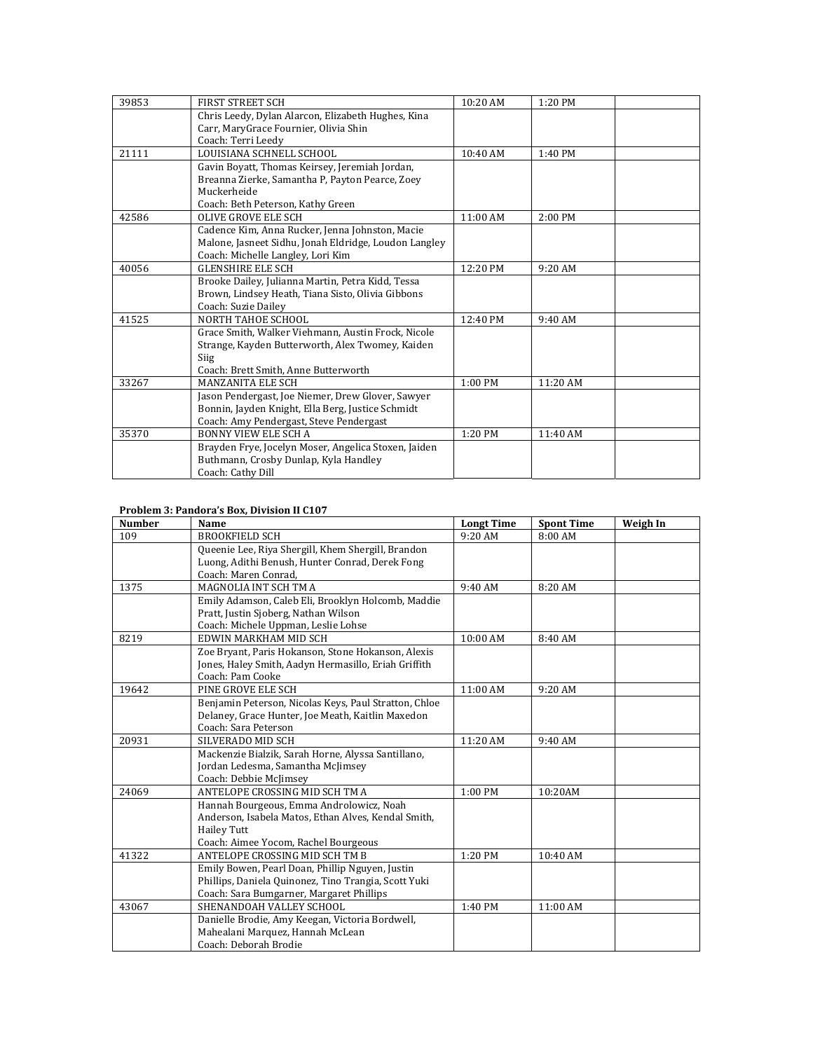| | | | | |
|---|---|---|---|---|
| 39853 | FIRST STREET SCH | 10:20 AM | 1:20 PM | |
| | Chris Leedy, Dylan Alarcon, Elizabeth Hughes, Kina Carr, MaryGrace Fournier, Olivia Shin<br>Coach: Terri Leedy | | | |
| 21111 | LOUISIANA SCHNELL SCHOOL | 10:40 AM | 1:40 PM | |
| | Gavin Boyatt, Thomas Keirsey, Jeremiah Jordan, Breanna Zierke, Samantha P, Payton Pearce, Zoey Muckerheide<br>Coach: Beth Peterson, Kathy Green | | | |
| 42586 | OLIVE GROVE ELE SCH | 11:00 AM | 2:00 PM | |
| | Cadence Kim, Anna Rucker, Jenna Johnston, Macie Malone, Jasneet Sidhu, Jonah Eldridge, Loudon Langley<br>Coach: Michelle Langley, Lori Kim | | | |
| 40056 | GLENSHIRE ELE SCH | 12:20 PM | 9:20 AM | |
| | Brooke Dailey, Julianna Martin, Petra Kidd, Tessa Brown, Lindsey Heath, Tiana Sisto, Olivia Gibbons<br>Coach: Suzie Dailey | | | |
| 41525 | NORTH TAHOE SCHOOL | 12:40 PM | 9:40 AM | |
| | Grace Smith, Walker Viehmann, Austin Frock, Nicole Strange, Kayden Butterworth, Alex Twomey, Kaiden Siig<br>Coach: Brett Smith, Anne Butterworth | | | |
| 33267 | MANZANITA ELE SCH | 1:00 PM | 11:20 AM | |
| | Jason Pendergast, Joe Niemer, Drew Glover, Sawyer Bonnin, Jayden Knight, Ella Berg, Justice Schmidt<br>Coach: Amy Pendergast, Steve Pendergast | | | |
| 35370 | BONNY VIEW ELE SCH A | 1:20 PM | 11:40 AM | |
| | Brayden Frye, Jocelyn Moser, Angelica Stoxen, Jaiden Buthmann, Crosby Dunlap, Kyla Handley<br>Coach: Cathy Dill | | | |

**Problem 3: Pandora's Box, Division II C107**

| Number | Name | Longt Time | Spont Time | Weigh In |
|---|---|---|---|---|
| 109 | BROOKFIELD SCH | 9:20 AM | 8:00 AM | |
| | Queenie Lee, Riya Shergill, Khem Shergill, Brandon Luong, Adithi Benush, Hunter Conrad, Derek Fong<br>Coach: Maren Conrad, | | | |
| 1375 | MAGNOLIA INT SCH TM A | 9:40 AM | 8:20 AM | |
| | Emily Adamson, Caleb Eli, Brooklyn Holcomb, Maddie Pratt, Justin Sjoberg, Nathan Wilson<br>Coach: Michele Uppman, Leslie Lohse | | | |
| 8219 | EDWIN MARKHAM MID SCH | 10:00 AM | 8:40 AM | |
| | Zoe Bryant, Paris Hokanson, Stone Hokanson, Alexis Jones, Haley Smith, Aadyn Hermasillo, Eriah Griffith<br>Coach: Pam Cooke | | | |
| 19642 | PINE GROVE ELE SCH | 11:00 AM | 9:20 AM | |
| | Benjamin Peterson, Nicolas Keys, Paul Stratton, Chloe Delaney, Grace Hunter, Joe Meath, Kaitlin Maxedon<br>Coach: Sara Peterson | | | |
| 20931 | SILVERADO MID SCH | 11:20 AM | 9:40 AM | |
| | Mackenzie Bialzik, Sarah Horne, Alyssa Santillano, Jordan Ledesma, Samantha McJimsey<br>Coach: Debbie McJimsey | | | |
| 24069 | ANTELOPE CROSSING MID SCH TM A | 1:00 PM | 10:20AM | |
| | Hannah Bourgeous, Emma Androlowicz, Noah Anderson, Isabela Matos, Ethan Alves, Kendal Smith, Hailey Tutt<br>Coach: Aimee Yocom, Rachel Bourgeous | | | |
| 41322 | ANTELOPE CROSSING MID SCH TM B | 1:20 PM | 10:40 AM | |
| | Emily Bowen, Pearl Doan, Phillip Nguyen, Justin Phillips, Daniela Quinonez, Tino Trangia, Scott Yuki<br>Coach: Sara Bumgarner, Margaret Phillips | | | |
| 43067 | SHENANDOAH VALLEY SCHOOL | 1:40 PM | 11:00 AM | |
| | Danielle Brodie, Amy Keegan, Victoria Bordwell, Mahealani Marquez, Hannah McLean<br>Coach: Deborah Brodie | | | |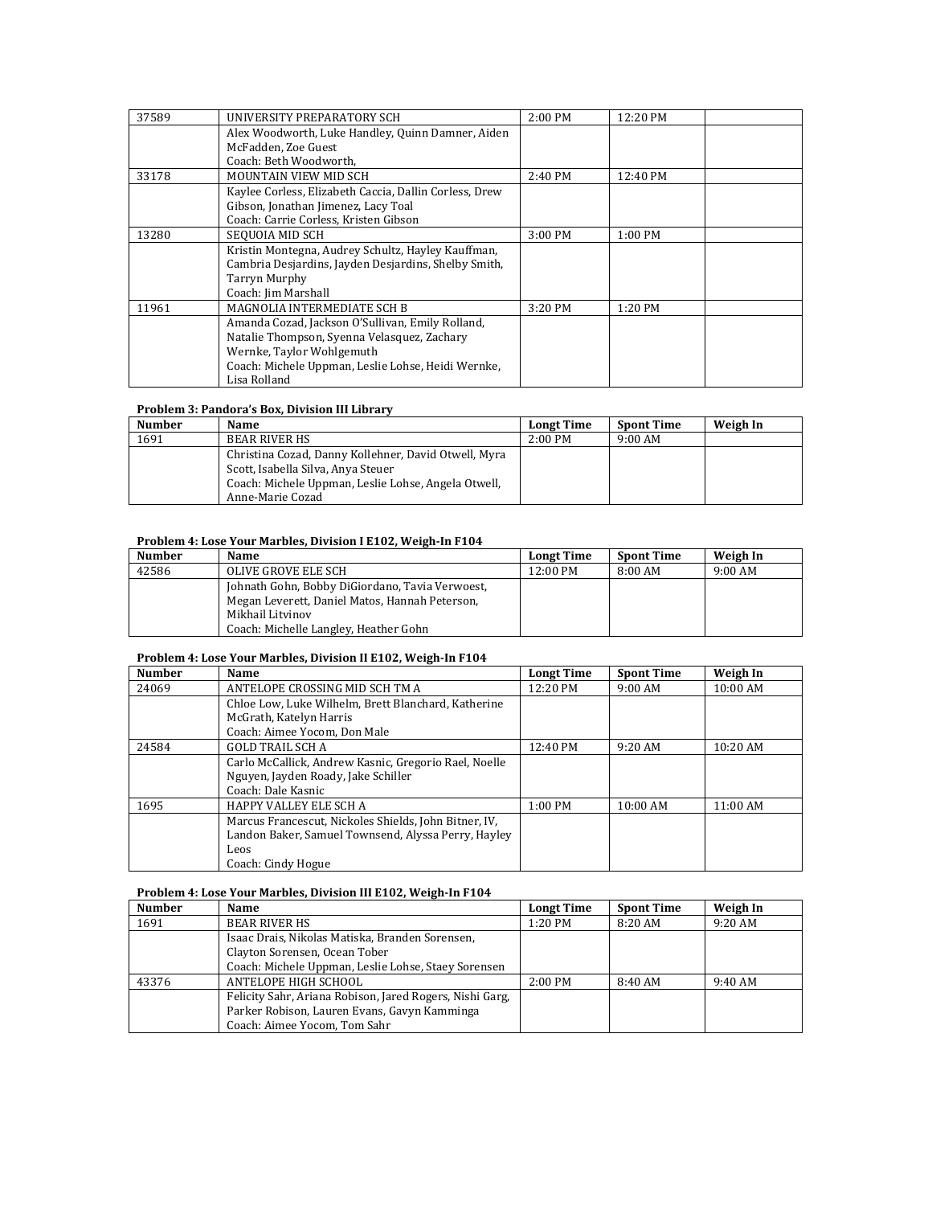| | | | | |
|---|---|---|---|---|
| 37589 | UNIVERSITY PREPARATORY SCH | 2:00 PM | 12:20 PM | |
| | Alex Woodworth, Luke Handley, Quinn Damner, Aiden McFadden, Zoe Guest<br>Coach: Beth Woodworth, | | | |
| 33178 | MOUNTAIN VIEW MID SCH | 2:40 PM | 12:40 PM | |
| | Kaylee Corless, Elizabeth Caccia, Dallin Corless, Drew Gibson, Jonathan Jimenez, Lacy Toal<br>Coach: Carrie Corless, Kristen Gibson | | | |
| 13280 | SEQUOIA MID SCH | 3:00 PM | 1:00 PM | |
| | Kristin Montegna, Audrey Schultz, Hayley Kauffman, Cambria Desjardins, Jayden Desjardins, Shelby Smith, Tarryn Murphy<br>Coach: Jim Marshall | | | |
| 11961 | MAGNOLIA INTERMEDIATE SCH B | 3:20 PM | 1:20 PM | |
| | Amanda Cozad, Jackson O'Sullivan, Emily Rolland, Natalie Thompson, Syenna Velasquez, Zachary Wernke, Taylor Wohlgemuth<br>Coach: Michele Uppman, Leslie Lohse, Heidi Wernke, Lisa Rolland | | | |

**Problem 3: Pandora's Box, Division III Library**

| Number | Name | Longt Time | Spont Time | Weigh In |
|---|---|---|---|---|
| 1691 | BEAR RIVER HS | 2:00 PM | 9:00 AM | |
| | Christina Cozad, Danny Kollehner, David Otwell, Myra Scott, Isabella Silva, Anya Steuer<br>Coach: Michele Uppman, Leslie Lohse, Angela Otwell, Anne-Marie Cozad | | | |

**Problem 4: Lose Your Marbles, Division I E102, Weigh-In F104**

| Number | Name | Longt Time | Spont Time | Weigh In |
|---|---|---|---|---|
| 42586 | OLIVE GROVE ELE SCH | 12:00 PM | 8:00 AM | 9:00 AM |
| | Johnath Gohn, Bobby DiGiordano, Tavia Verwoest, Megan Leverett, Daniel Matos, Hannah Peterson, Mikhail Litvinov<br>Coach: Michelle Langley, Heather Gohn | | | |

**Problem 4: Lose Your Marbles, Division II E102, Weigh-In F104**

| Number | Name | Longt Time | Spont Time | Weigh In |
|---|---|---|---|---|
| 24069 | ANTELOPE CROSSING MID SCH TM A | 12:20 PM | 9:00 AM | 10:00 AM |
| | Chloe Low, Luke Wilhelm, Brett Blanchard, Katherine McGrath, Katelyn Harris<br>Coach: Aimee Yocom, Don Male | | | |
| 24584 | GOLD TRAIL SCH A | 12:40 PM | 9:20 AM | 10:20 AM |
| | Carlo McCallick, Andrew Kasnic, Gregorio Rael, Noelle Nguyen, Jayden Roady, Jake Schiller<br>Coach: Dale Kasnic | | | |
| 1695 | HAPPY VALLEY ELE SCH A | 1:00 PM | 10:00 AM | 11:00 AM |
| | Marcus Francescut, Nickoles Shields, John Bitner, IV, Landon Baker, Samuel Townsend, Alyssa Perry, Hayley Leos<br>Coach: Cindy Hogue | | | |

**Problem 4: Lose Your Marbles, Division III E102, Weigh-In F104**

| Number | Name | Longt Time | Spont Time | Weigh In |
|---|---|---|---|---|
| 1691 | BEAR RIVER HS | 1:20 PM | 8:20 AM | 9:20 AM |
| | Isaac Drais, Nikolas Matiska, Branden Sorensen, Clayton Sorensen, Ocean Tober<br>Coach: Michele Uppman, Leslie Lohse, Staey Sorensen | | | |
| 43376 | ANTELOPE HIGH SCHOOL | 2:00 PM | 8:40 AM | 9:40 AM |
| | Felicity Sahr, Ariana Robison, Jared Rogers, Nishi Garg, Parker Robison, Lauren Evans, Gavyn Kamminga<br>Coach: Aimee Yocom, Tom Sahr | | | |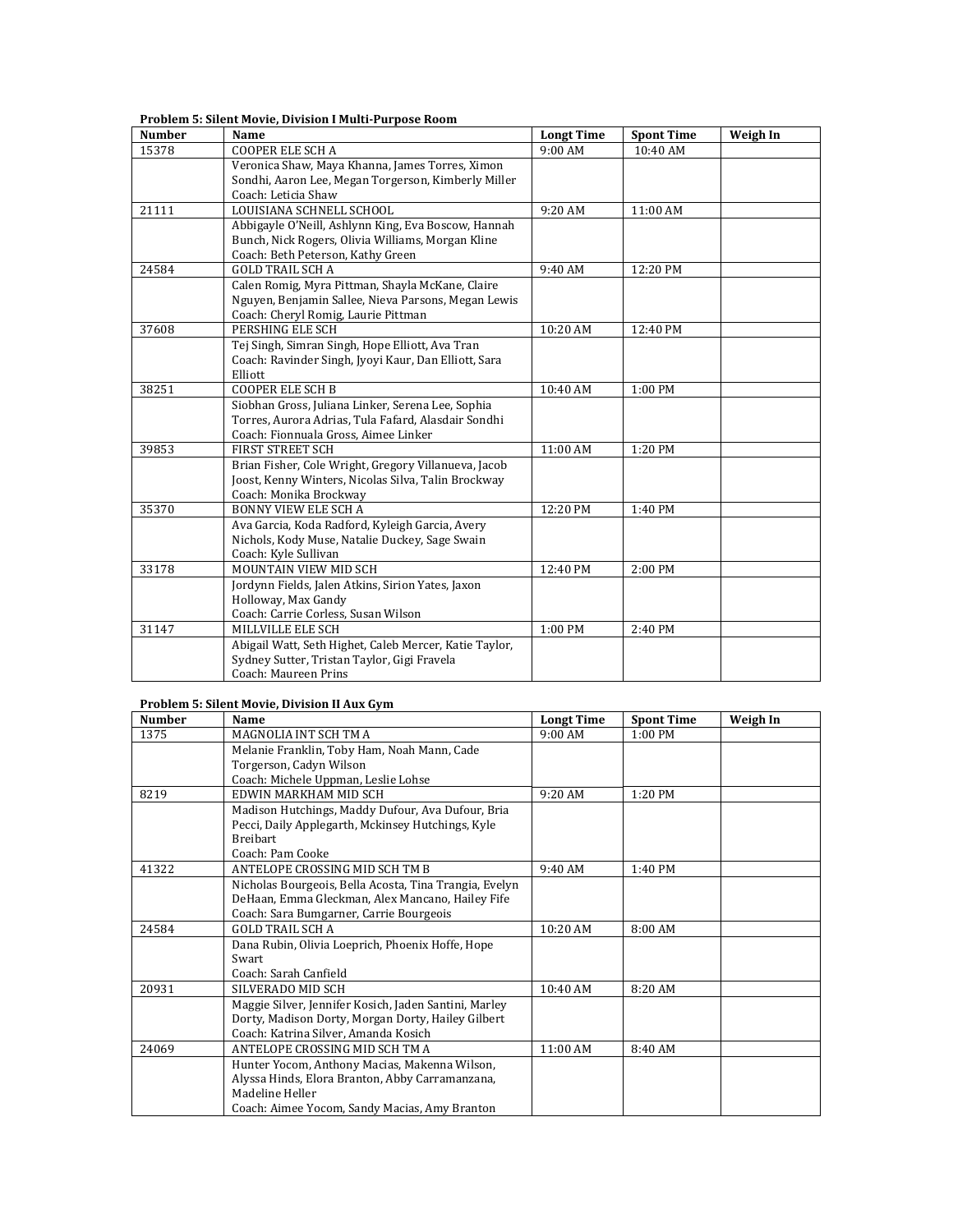**Problem 5: Silent Movie, Division I Multi-Purpose Room**

| Number | Name | Longt Time | Spont Time | Weigh In |
|---|---|---|---|---|
| 15378 | COOPER ELE SCH A | 9:00 AM | 10:40 AM | |
| | Veronica Shaw, Maya Khanna, James Torres, Ximon Sondhi, Aaron Lee, Megan Torgerson, Kimberly Miller Coach: Leticia Shaw | | | |
| 21111 | LOUISIANA SCHNELL SCHOOL | 9:20 AM | 11:00 AM | |
| | Abbigayle O'Neill, Ashlynn King, Eva Boscow, Hannah Bunch, Nick Rogers, Olivia Williams, Morgan Kline Coach: Beth Peterson, Kathy Green | | | |
| 24584 | GOLD TRAIL SCH A | 9:40 AM | 12:20 PM | |
| | Calen Romig, Myra Pittman, Shayla McKane, Claire Nguyen, Benjamin Sallee, Nieva Parsons, Megan Lewis Coach: Cheryl Romig, Laurie Pittman | | | |
| 37608 | PERSHING ELE SCH | 10:20 AM | 12:40 PM | |
| | Tej Singh, Simran Singh, Hope Elliott, Ava Tran Coach: Ravinder Singh, Jyoyi Kaur, Dan Elliott, Sara Elliott | | | |
| 38251 | COOPER ELE SCH B | 10:40 AM | 1:00 PM | |
| | Siobhan Gross, Juliana Linker, Serena Lee, Sophia Torres, Aurora Adrias, Tula Fafard, Alasdair Sondhi Coach: Fionnuala Gross, Aimee Linker | | | |
| 39853 | FIRST STREET SCH | 11:00 AM | 1:20 PM | |
| | Brian Fisher, Cole Wright, Gregory Villanueva, Jacob Joost, Kenny Winters, Nicolas Silva, Talin Brockway Coach: Monika Brockway | | | |
| 35370 | BONNY VIEW ELE SCH A | 12:20 PM | 1:40 PM | |
| | Ava Garcia, Koda Radford, Kyleigh Garcia, Avery Nichols, Kody Muse, Natalie Duckey, Sage Swain Coach: Kyle Sullivan | | | |
| 33178 | MOUNTAIN VIEW MID SCH | 12:40 PM | 2:00 PM | |
| | Jordynn Fields, Jalen Atkins, Sirion Yates, Jaxon Holloway, Max Gandy Coach: Carrie Corless, Susan Wilson | | | |
| 31147 | MILLVILLE ELE SCH | 1:00 PM | 2:40 PM | |
| | Abigail Watt, Seth Highet, Caleb Mercer, Katie Taylor, Sydney Sutter, Tristan Taylor, Gigi Fravela Coach: Maureen Prins | | | |

**Problem 5: Silent Movie, Division II Aux Gym**

| Number | Name | Longt Time | Spont Time | Weigh In |
|---|---|---|---|---|
| 1375 | MAGNOLIA INT SCH TM A | 9:00 AM | 1:00 PM | |
| | Melanie Franklin, Toby Ham, Noah Mann, Cade Torgerson, Cadyn Wilson Coach: Michele Uppman, Leslie Lohse | | | |
| 8219 | EDWIN MARKHAM MID SCH | 9:20 AM | 1:20 PM | |
| | Madison Hutchings, Maddy Dufour, Ava Dufour, Bria Pecci, Daily Applegarth, Mckinsey Hutchings, Kyle Breibart Coach: Pam Cooke | | | |
| 41322 | ANTELOPE CROSSING MID SCH TM B | 9:40 AM | 1:40 PM | |
| | Nicholas Bourgeois, Bella Acosta, Tina Trangia, Evelyn DeHaan, Emma Gleckman, Alex Mancano, Hailey Fife Coach: Sara Bumgarner, Carrie Bourgeois | | | |
| 24584 | GOLD TRAIL SCH A | 10:20 AM | 8:00 AM | |
| | Dana Rubin, Olivia Loeprich, Phoenix Hoffe, Hope Swart Coach: Sarah Canfield | | | |
| 20931 | SILVERADO MID SCH | 10:40 AM | 8:20 AM | |
| | Maggie Silver, Jennifer Kosich, Jaden Santini, Marley Dorty, Madison Dorty, Morgan Dorty, Hailey Gilbert Coach: Katrina Silver, Amanda Kosich | | | |
| 24069 | ANTELOPE CROSSING MID SCH TM A | 11:00 AM | 8:40 AM | |
| | Hunter Yocom, Anthony Macias, Makenna Wilson, Alyssa Hinds, Elora Branton, Abby Carramanzana, Madeline Heller Coach: Aimee Yocom, Sandy Macias, Amy Branton | | | |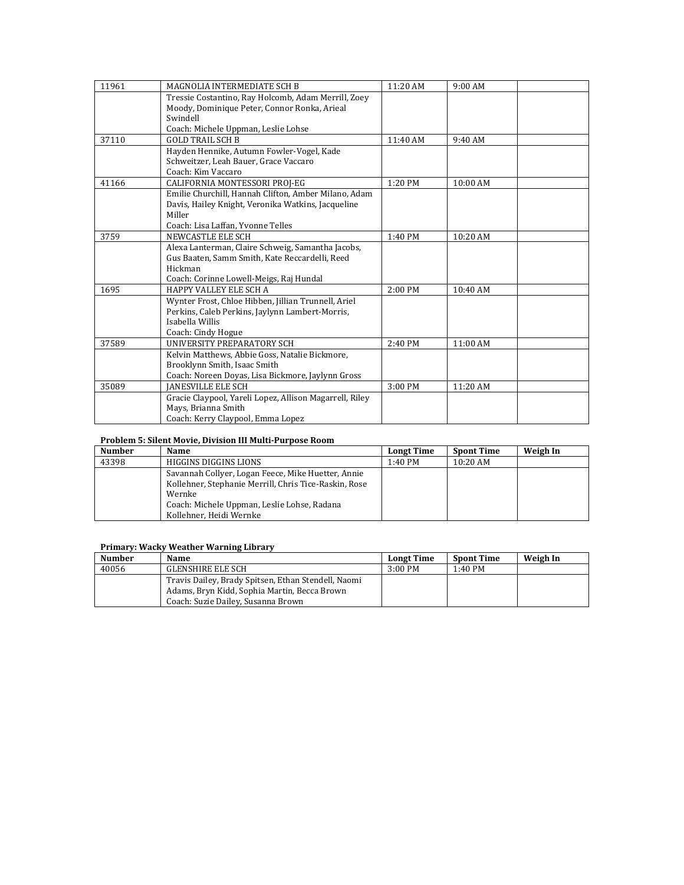| | | | | |
|---|---|---|---|---|
| 11961 | MAGNOLIA INTERMEDIATE SCH B | 11:20 AM | 9:00 AM | |
| | Tressie Costantino, Ray Holcomb, Adam Merrill, Zoey Moody, Dominique Peter, Connor Ronka, Arieal Swindell<br>Coach: Michele Uppman, Leslie Lohse | | | |
| 37110 | GOLD TRAIL SCH B | 11:40 AM | 9:40 AM | |
| | Hayden Hennike, Autumn Fowler-Vogel, Kade Schweitzer, Leah Bauer, Grace Vaccaro<br>Coach: Kim Vaccaro | | | |
| 41166 | CALIFORNIA MONTESSORI PROJ-EG | 1:20 PM | 10:00 AM | |
| | Emilie Churchill, Hannah Clifton, Amber Milano, Adam Davis, Hailey Knight, Veronika Watkins, Jacqueline Miller<br>Coach: Lisa Laffan, Yvonne Telles | | | |
| 3759 | NEWCASTLE ELE SCH | 1:40 PM | 10:20 AM | |
| | Alexa Lanterman, Claire Schweig, Samantha Jacobs, Gus Baaten, Samm Smith, Kate Reccardelli, Reed Hickman<br>Coach: Corinne Lowell-Meigs, Raj Hundal | | | |
| 1695 | HAPPY VALLEY ELE SCH A | 2:00 PM | 10:40 AM | |
| | Wynter Frost, Chloe Hibben, Jillian Trunnell, Ariel Perkins, Caleb Perkins, Jaylynn Lambert-Morris, Isabella Willis<br>Coach: Cindy Hogue | | | |
| 37589 | UNIVERSITY PREPARATORY SCH | 2:40 PM | 11:00 AM | |
| | Kelvin Matthews, Abbie Goss, Natalie Bickmore, Brooklynn Smith, Isaac Smith<br>Coach: Noreen Doyas, Lisa Bickmore, Jaylynn Gross | | | |
| 35089 | JANESVILLE ELE SCH | 3:00 PM | 11:20 AM | |
| | Gracie Claypool, Yareli Lopez, Allison Magarrell, Riley Mays, Brianna Smith<br>Coach: Kerry Claypool, Emma Lopez | | | |

**Problem 5: Silent Movie, Division III Multi-Purpose Room**

| Number | Name | Longt Time | Spont Time | Weigh In |
|---|---|---|---|---|
| 43398 | HIGGINS DIGGINS LIONS | 1:40 PM | 10:20 AM | |
| | Savannah Collyer, Logan Feece, Mike Huetter, Annie Kollehner, Stephanie Merrill, Chris Tice-Raskin, Rose Wernke<br>Coach: Michele Uppman, Leslie Lohse, Radana Kollehner, Heidi Wernke | | | |

**Primary: Wacky Weather Warning Library**

| Number | Name | Longt Time | Spont Time | Weigh In |
|---|---|---|---|---|
| 40056 | GLENSHIRE ELE SCH | 3:00 PM | 1:40 PM | |
| | Travis Dailey, Brady Spitsen, Ethan Stendell, Naomi Adams, Bryn Kidd, Sophia Martin, Becca Brown<br>Coach: Suzie Dailey, Susanna Brown | | | |